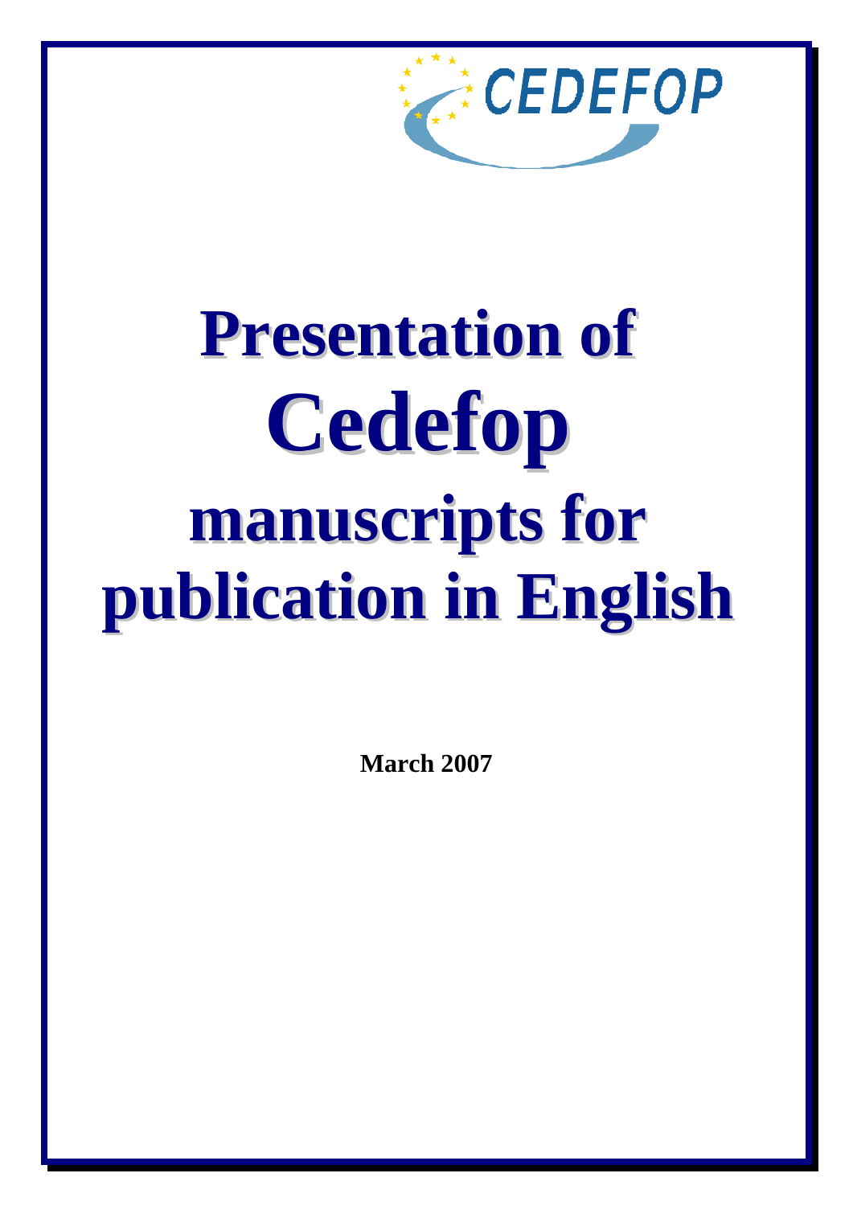CEDEFOP

# Presentation of Cedefop manuscripts for publication in English

**March 2007**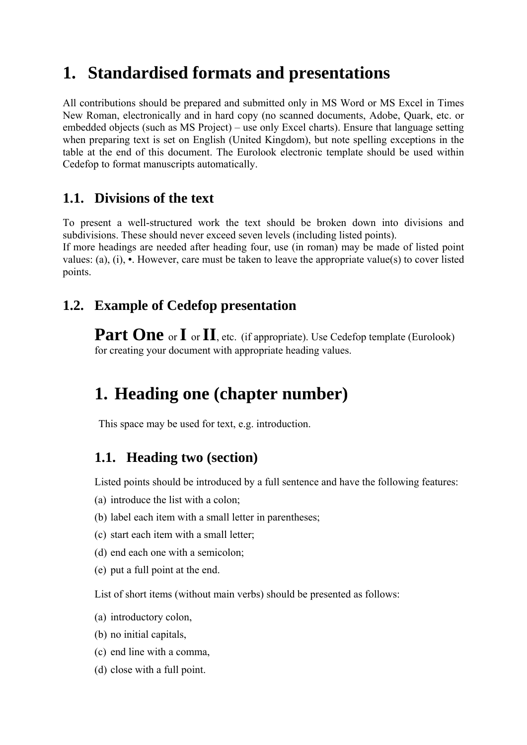# 1. Standardised formats and presentations

All contributions should be prepared and submitted only in MS Word or MS Excel in Times New Roman, electronically and in hard copy (no scanned documents, Adobe, Quark, etc. or embedded objects (such as MS Project) – use only Excel charts). Ensure that language setting when preparing text is set on English (United Kingdom), but note spelling exceptions in the table at the end of this document. The Eurolook electronic template should be used within Cedefop to format manuscripts automatically.

## 1.1. Divisions of the text

To present a well-structured work the text should be broken down into divisions and subdivisions. These should never exceed seven levels (including listed points).
If more headings are needed after heading four, use (in roman) may be made of listed point values: (a), (i), •. However, care must be taken to leave the appropriate value(s) to cover listed points.

## 1.2. Example of Cedefop presentation

**Part One** or **I** or **II**, etc. (if appropriate). Use Cedefop template (Eurolook) for creating your document with appropriate heading values.

# 1. Heading one (chapter number)

This space may be used for text, e.g. introduction.

## 1.1. Heading two (section)

Listed points should be introduced by a full sentence and have the following features:

(a) introduce the list with a colon;

(b) label each item with a small letter in parentheses;

(c) start each item with a small letter;

(d) end each one with a semicolon;

(e) put a full point at the end.

List of short items (without main verbs) should be presented as follows:

(a) introductory colon,

(b) no initial capitals,

(c) end line with a comma,

(d) close with a full point.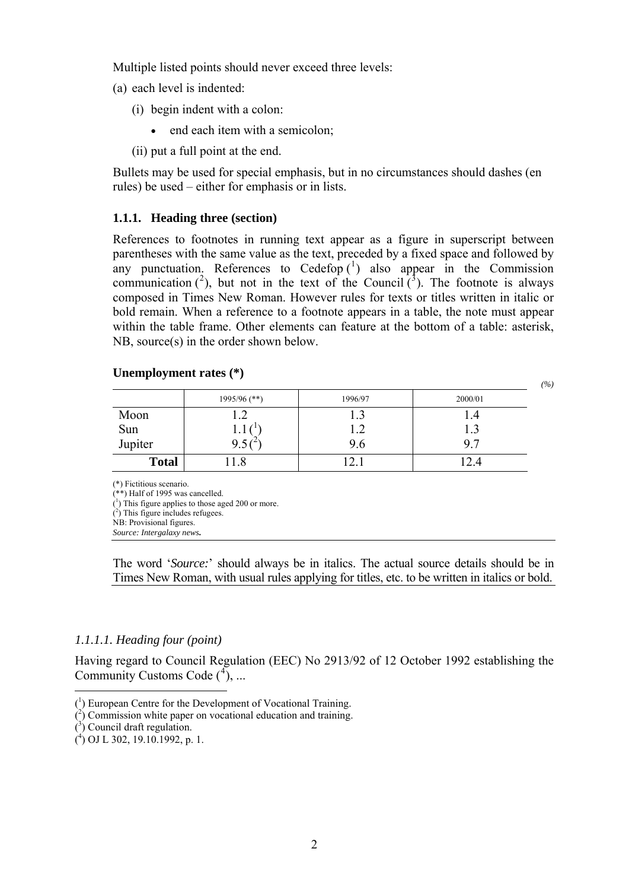Multiple listed points should never exceed three levels:

(a) each level is indented:

   (i) begin indent with a colon:

      - end each item with a semicolon;

   (ii) put a full point at the end.

Bullets may be used for special emphasis, but in no circumstances should dashes (en rules) be used – either for emphasis or in lists.

### 1.1.1. Heading three (section)

References to footnotes in running text appear as a figure in superscript between parentheses with the same value as the text, preceded by a fixed space and followed by any punctuation. References to Cedefop ([1]) also appear in the Commission communication ([2]), but not in the text of the Council ([3]). The footnote is always composed in Times New Roman. However rules for texts or titles written in italic or bold remain. When a reference to a footnote appears in a table, the note must appear within the table frame. Other elements can feature at the bottom of a table: asterisk, NB, source(s) in the order shown below.

**Unemployment rates (*)**

*(%)*

| | 1995/96 (**) | 1996/97 | 2000/01 |
|---|---|---|---|
| Moon | 1.2 | 1.3 | 1.4 |
| Sun | 1.1 ([1]) | 1.2 | 1.3 |
| Jupiter | 9.5 ([2]) | 9.6 | 9.7 |
| **Total** | 11.8 | 12.1 | 12.4 |

(*) Fictitious scenario.
(**) Half of 1995 was cancelled.
([1]) This figure applies to those aged 200 or more.
([2]) This figure includes refugees.
NB: Provisional figures.
*Source: Intergalaxy news.*

The word '*Source:*' should always be in italics. The actual source details should be in Times New Roman, with usual rules applying for titles, etc. to be written in italics or bold.

#### *1.1.1.1. Heading four (point)*

Having regard to Council Regulation (EEC) No 2913/92 of 12 October 1992 establishing the Community Customs Code ([4]), ...

([1]) European Centre for the Development of Vocational Training.
([2]) Commission white paper on vocational education and training.
([3]) Council draft regulation.
([4]) OJ L 302, 19.10.1992, p. 1.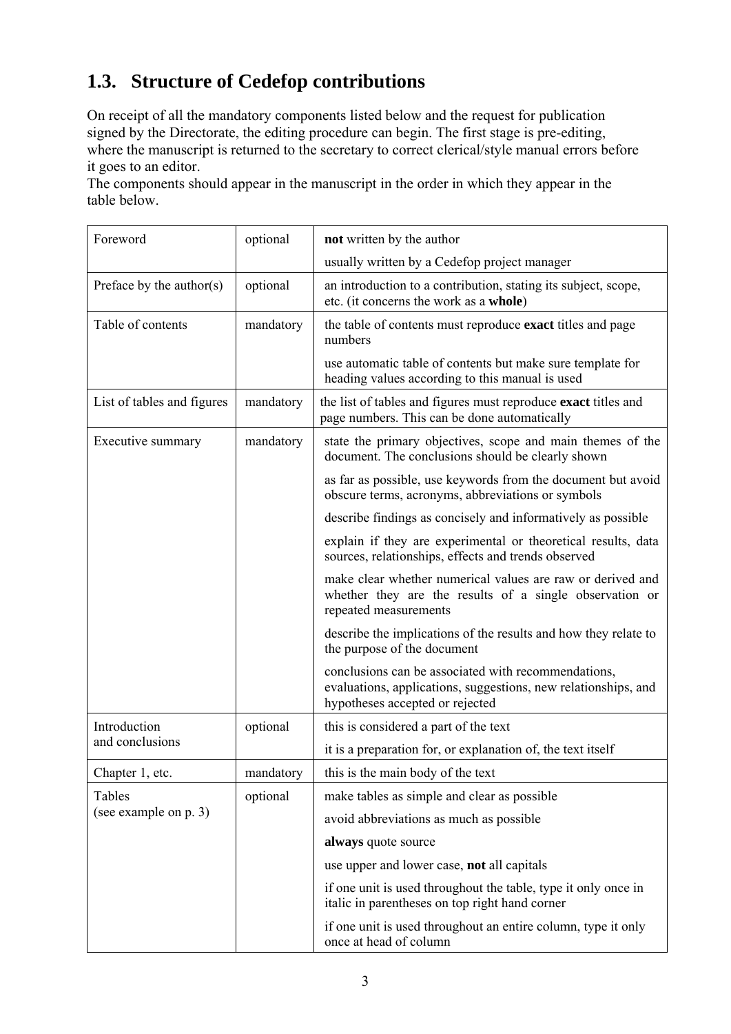## 1.3. Structure of Cedefop contributions

On receipt of all the mandatory components listed below and the request for publication signed by the Directorate, the editing procedure can begin. The first stage is pre-editing, where the manuscript is returned to the secretary to correct clerical/style manual errors before it goes to an editor.
The components should appear in the manuscript in the order in which they appear in the table below.

| | | |
|---|---|---|
| Foreword | optional | **not** written by the author<br>usually written by a Cedefop project manager |
| Preface by the author(s) | optional | an introduction to a contribution, stating its subject, scope, etc. (it concerns the work as a **whole**) |
| Table of contents | mandatory | the table of contents must reproduce **exact** titles and page numbers<br>use automatic table of contents but make sure template for heading values according to this manual is used |
| List of tables and figures | mandatory | the list of tables and figures must reproduce **exact** titles and page numbers. This can be done automatically |
| Executive summary | mandatory | state the primary objectives, scope and main themes of the document. The conclusions should be clearly shown<br>as far as possible, use keywords from the document but avoid obscure terms, acronyms, abbreviations or symbols<br>describe findings as concisely and informatively as possible<br>explain if they are experimental or theoretical results, data sources, relationships, effects and trends observed<br>make clear whether numerical values are raw or derived and whether they are the results of a single observation or repeated measurements<br>describe the implications of the results and how they relate to the purpose of the document<br>conclusions can be associated with recommendations, evaluations, applications, suggestions, new relationships, and hypotheses accepted or rejected |
| Introduction and conclusions | optional | this is considered a part of the text<br>it is a preparation for, or explanation of, the text itself |
| Chapter 1, etc. | mandatory | this is the main body of the text |
| Tables (see example on p. 3) | optional | make tables as simple and clear as possible<br>avoid abbreviations as much as possible<br>**always** quote source<br>use upper and lower case, **not** all capitals<br>if one unit is used throughout the table, type it only once in italic in parentheses on top right hand corner<br>if one unit is used throughout an entire column, type it only once at head of column |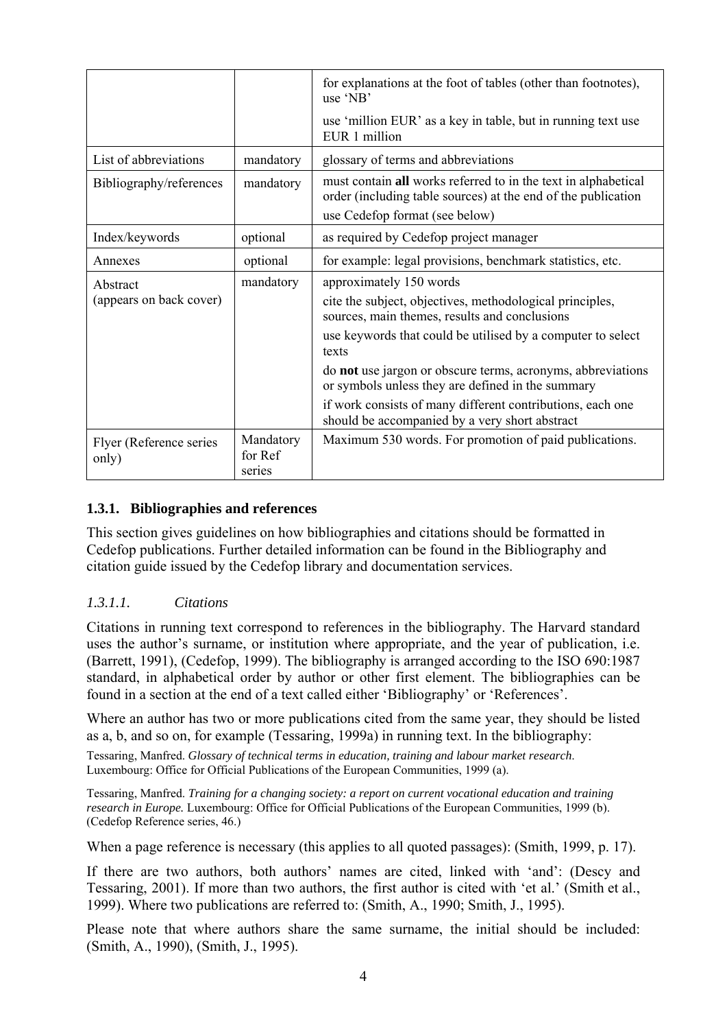| | | |
|---|---|---|
| | | for explanations at the foot of tables (other than footnotes), use 'NB'<br>use 'million EUR' as a key in table, but in running text use EUR 1 million |
| List of abbreviations | mandatory | glossary of terms and abbreviations |
| Bibliography/references | mandatory | must contain **all** works referred to in the text in alphabetical order (including table sources) at the end of the publication<br>use Cedefop format (see below) |
| Index/keywords | optional | as required by Cedefop project manager |
| Annexes | optional | for example: legal provisions, benchmark statistics, etc. |
| Abstract (appears on back cover) | mandatory | approximately 150 words<br>cite the subject, objectives, methodological principles, sources, main themes, results and conclusions<br>use keywords that could be utilised by a computer to select texts<br>do **not** use jargon or obscure terms, acronyms, abbreviations or symbols unless they are defined in the summary<br>if work consists of many different contributions, each one should be accompanied by a very short abstract |
| Flyer (Reference series only) | Mandatory for Ref series | Maximum 530 words. For promotion of paid publications. |

### 1.3.1. Bibliographies and references

This section gives guidelines on how bibliographies and citations should be formatted in Cedefop publications. Further detailed information can be found in the Bibliography and citation guide issued by the Cedefop library and documentation services.

#### *1.3.1.1. Citations*

Citations in running text correspond to references in the bibliography. The Harvard standard uses the author's surname, or institution where appropriate, and the year of publication, i.e. (Barrett, 1991), (Cedefop, 1999). The bibliography is arranged according to the ISO 690:1987 standard, in alphabetical order by author or other first element. The bibliographies can be found in a section at the end of a text called either 'Bibliography' or 'References'.

Where an author has two or more publications cited from the same year, they should be listed as a, b, and so on, for example (Tessaring, 1999a) in running text. In the bibliography:

Tessaring, Manfred. *Glossary of technical terms in education, training and labour market research*. Luxembourg: Office for Official Publications of the European Communities, 1999 (a).

Tessaring, Manfred. *Training for a changing society: a report on current vocational education and training research in Europe.* Luxembourg: Office for Official Publications of the European Communities, 1999 (b). (Cedefop Reference series, 46.)

When a page reference is necessary (this applies to all quoted passages): (Smith, 1999, p. 17).

If there are two authors, both authors' names are cited, linked with 'and': (Descy and Tessaring, 2001). If more than two authors, the first author is cited with 'et al.' (Smith et al., 1999). Where two publications are referred to: (Smith, A., 1990; Smith, J., 1995).

Please note that where authors share the same surname, the initial should be included: (Smith, A., 1990), (Smith, J., 1995).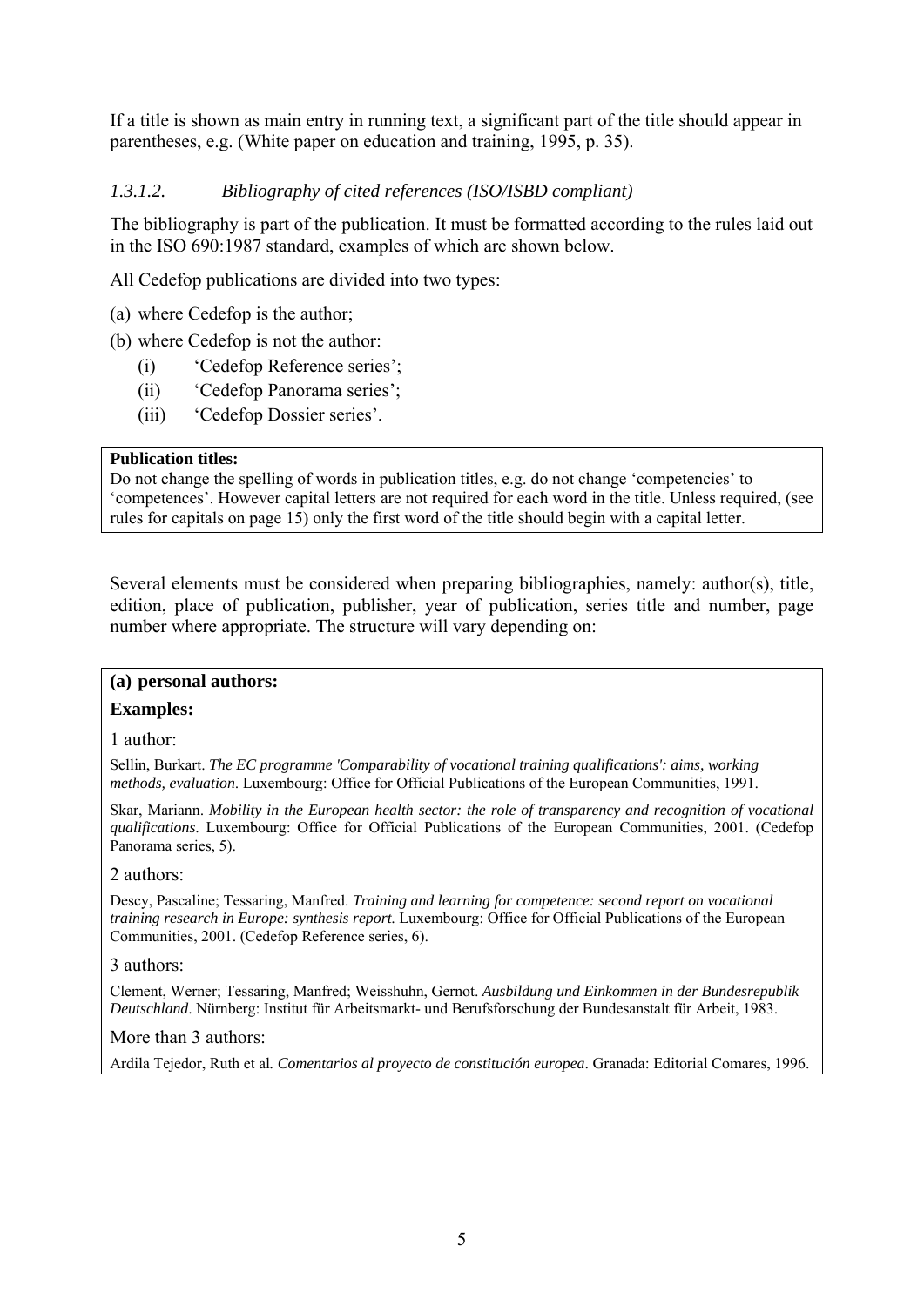If a title is shown as main entry in running text, a significant part of the title should appear in parentheses, e.g. (White paper on education and training, 1995, p. 35).

#### *1.3.1.2. Bibliography of cited references (ISO/ISBD compliant)*

The bibliography is part of the publication. It must be formatted according to the rules laid out in the ISO 690:1987 standard, examples of which are shown below.

All Cedefop publications are divided into two types:

(a) where Cedefop is the author;

(b) where Cedefop is not the author:

  (i) ‘Cedefop Reference series’;

  (ii) ‘Cedefop Panorama series’;

  (iii) ‘Cedefop Dossier series’.

> **Publication titles:**
> Do not change the spelling of words in publication titles, e.g. do not change ‘competencies’ to ‘competences’. However capital letters are not required for each word in the title. Unless required, (see rules for capitals on page 15) only the first word of the title should begin with a capital letter.

Several elements must be considered when preparing bibliographies, namely: author(s), title, edition, place of publication, publisher, year of publication, series title and number, page number where appropriate. The structure will vary depending on:

> **(a) personal authors:**
>
> **Examples:**
>
> 1 author:
>
> Sellin, Burkart. *The EC programme 'Comparability of vocational training qualifications': aims, working methods, evaluation*. Luxembourg: Office for Official Publications of the European Communities, 1991.
>
> Skar, Mariann. *Mobility in the European health sector: the role of transparency and recognition of vocational qualifications*. Luxembourg: Office for Official Publications of the European Communities, 2001. (Cedefop Panorama series, 5).
>
> 2 authors:
>
> Descy, Pascaline; Tessaring, Manfred. *Training and learning for competence: second report on vocational training research in Europe: synthesis report*. Luxembourg: Office for Official Publications of the European Communities, 2001. (Cedefop Reference series, 6).
>
> 3 authors:
>
> Clement, Werner; Tessaring, Manfred; Weisshuhn, Gernot. *Ausbildung und Einkommen in der Bundesrepublik Deutschland*. Nürnberg: Institut für Arbeitsmarkt- und Berufsforschung der Bundesanstalt für Arbeit, 1983.
>
> More than 3 authors:
>
> Ardila Tejedor, Ruth et al*. Comentarios al proyecto de constitución europea*. Granada: Editorial Comares, 1996.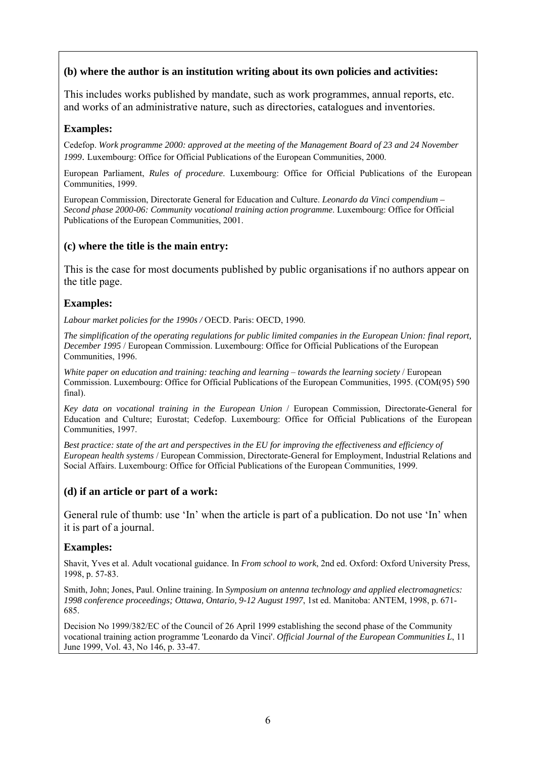### (b) where the author is an institution writing about its own policies and activities:

This includes works published by mandate, such as work programmes, annual reports, etc. and works of an administrative nature, such as directories, catalogues and inventories.

### Examples:

Cedefop. *Work programme 2000: approved at the meeting of the Management Board of 23 and 24 November 1999*. Luxembourg: Office for Official Publications of the European Communities, 2000.

European Parliament, *Rules of procedure*. Luxembourg: Office for Official Publications of the European Communities, 1999.

European Commission, Directorate General for Education and Culture. *Leonardo da Vinci compendium – Second phase 2000-06: Community vocational training action programme*. Luxembourg: Office for Official Publications of the European Communities, 2001.

### (c) where the title is the main entry:

This is the case for most documents published by public organisations if no authors appear on the title page.

### Examples:

*Labour market policies for the 1990s /* OECD. Paris: OECD, 1990.

*The simplification of the operating regulations for public limited companies in the European Union: final report, December 1995* / European Commission. Luxembourg: Office for Official Publications of the European Communities, 1996.

*White paper on education and training: teaching and learning – towards the learning society* / European Commission. Luxembourg: Office for Official Publications of the European Communities, 1995. (COM(95) 590 final).

*Key data on vocational training in the European Union* / European Commission, Directorate-General for Education and Culture; Eurostat; Cedefop. Luxembourg: Office for Official Publications of the European Communities, 1997.

*Best practice: state of the art and perspectives in the EU for improving the effectiveness and efficiency of European health systems* / European Commission, Directorate-General for Employment, Industrial Relations and Social Affairs. Luxembourg: Office for Official Publications of the European Communities, 1999.

### (d) if an article or part of a work:

General rule of thumb: use 'In' when the article is part of a publication. Do not use 'In' when it is part of a journal.

### Examples:

Shavit, Yves et al. Adult vocational guidance. In *From school to work*, 2nd ed. Oxford: Oxford University Press, 1998, p. 57-83.

Smith, John; Jones, Paul. Online training. In *Symposium on antenna technology and applied electromagnetics: 1998 conference proceedings; Ottawa, Ontario, 9-12 August 1997*, 1st ed. Manitoba: ANTEM, 1998, p. 671-685.

Decision No 1999/382/EC of the Council of 26 April 1999 establishing the second phase of the Community vocational training action programme 'Leonardo da Vinci'. *Official Journal of the European Communities L*, 11 June 1999, Vol. 43, No 146, p. 33-47.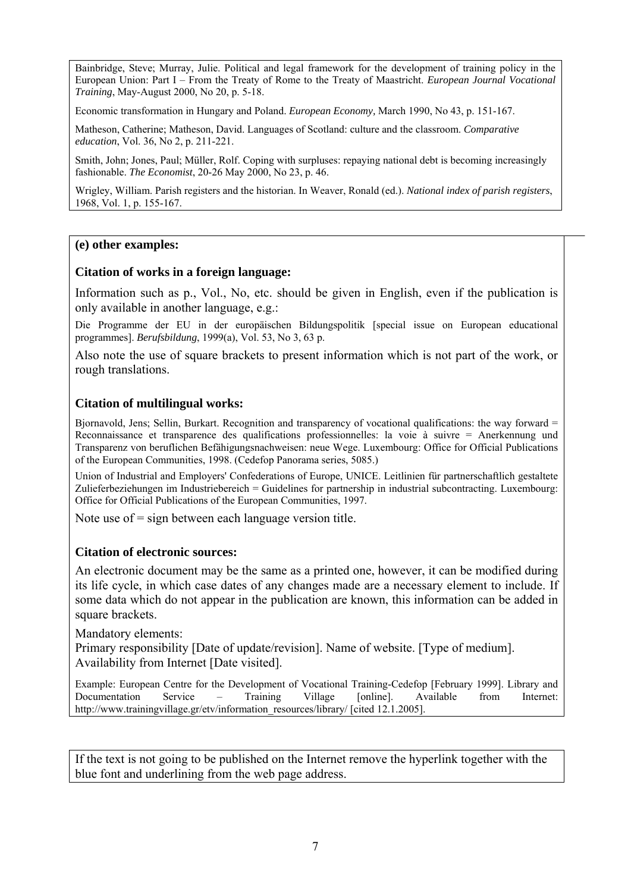Bainbridge, Steve; Murray, Julie. Political and legal framework for the development of training policy in the European Union: Part I – From the Treaty of Rome to the Treaty of Maastricht. *European Journal Vocational Training*, May-August 2000, No 20, p. 5-18.

Economic transformation in Hungary and Poland. *European Economy*, March 1990, No 43, p. 151-167.

Matheson, Catherine; Matheson, David. Languages of Scotland: culture and the classroom. *Comparative education*, Vol. 36, No 2, p. 211-221.

Smith, John; Jones, Paul; Müller, Rolf. Coping with surpluses: repaying national debt is becoming increasingly fashionable. *The Economist*, 20-26 May 2000, No 23, p. 46.

Wrigley, William. Parish registers and the historian. In Weaver, Ronald (ed.). *National index of parish registers*, 1968, Vol. 1, p. 155-167.

**(e) other examples:**

**Citation of works in a foreign language:**

Information such as p., Vol., No, etc. should be given in English, even if the publication is only available in another language, e.g.:

Die Programme der EU in der europäischen Bildungspolitik [special issue on European educational programmes]. *Berufsbildung*, 1999(a), Vol. 53, No 3, 63 p.

Also note the use of square brackets to present information which is not part of the work, or rough translations.

**Citation of multilingual works:**

Bjornavold, Jens; Sellin, Burkart. Recognition and transparency of vocational qualifications: the way forward = Reconnaissance et transparence des qualifications professionnelles: la voie à suivre = Anerkennung und Transparenz von beruflichen Befähigungsnachweisen: neue Wege. Luxembourg: Office for Official Publications of the European Communities, 1998. (Cedefop Panorama series, 5085.)

Union of Industrial and Employers' Confederations of Europe, UNICE. Leitlinien für partnerschaftlich gestaltete Zulieferbeziehungen im Industriebereich = Guidelines for partnership in industrial subcontracting. Luxembourg: Office for Official Publications of the European Communities, 1997.

Note use of = sign between each language version title.

**Citation of electronic sources:**

An electronic document may be the same as a printed one, however, it can be modified during its life cycle, in which case dates of any changes made are a necessary element to include. If some data which do not appear in the publication are known, this information can be added in square brackets.

Mandatory elements:
Primary responsibility [Date of update/revision]. Name of website. [Type of medium]. Availability from Internet [Date visited].

Example: European Centre for the Development of Vocational Training-Cedefop [February 1999]. Library and Documentation Service – Training Village [online]. Available from Internet: http://www.trainingvillage.gr/etv/information_resources/library/ [cited 12.1.2005].

If the text is not going to be published on the Internet remove the hyperlink together with the blue font and underlining from the web page address.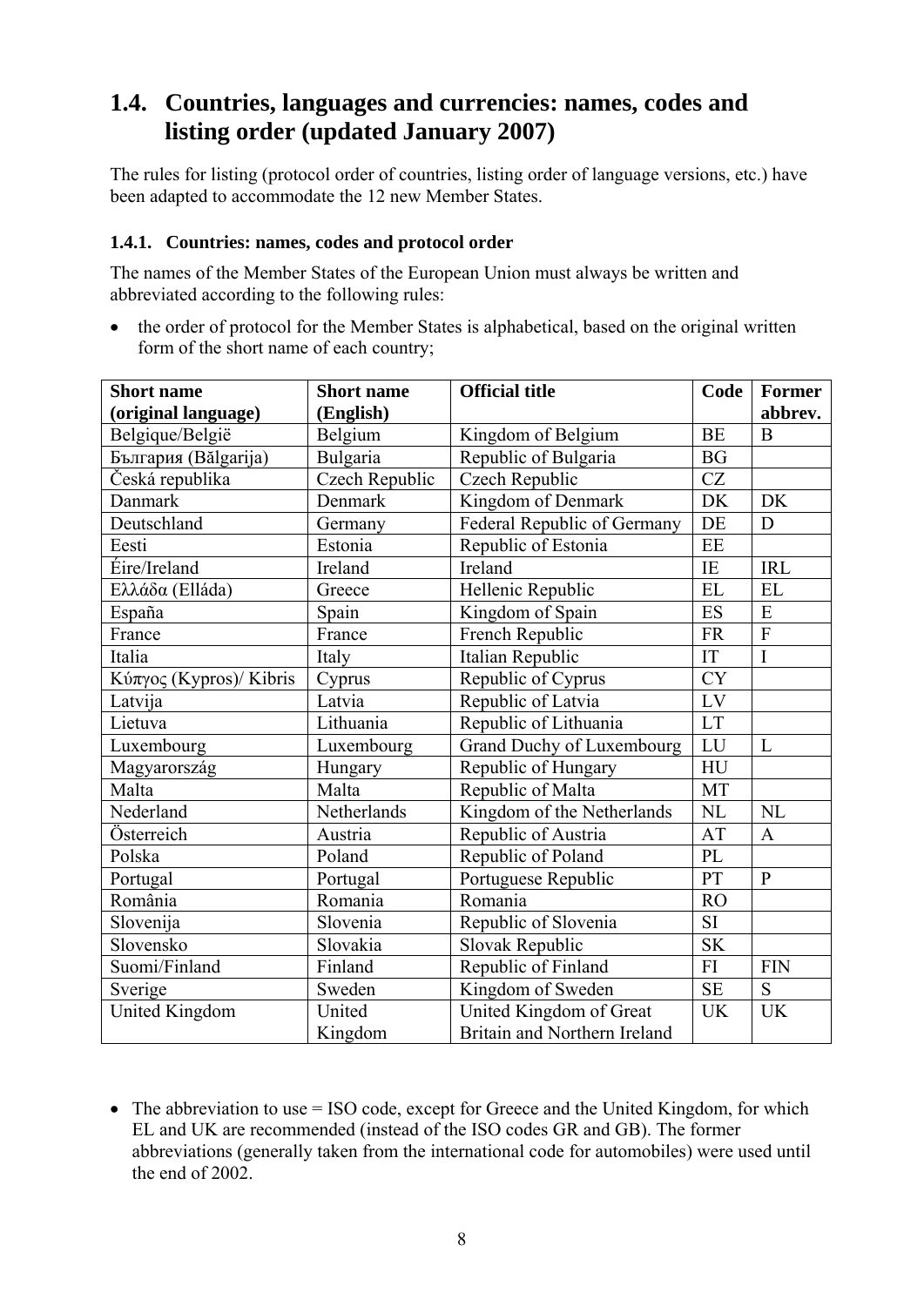## 1.4. Countries, languages and currencies: names, codes and listing order (updated January 2007)

The rules for listing (protocol order of countries, listing order of language versions, etc.) have been adapted to accommodate the 12 new Member States.

### 1.4.1. Countries: names, codes and protocol order

The names of the Member States of the European Union must always be written and abbreviated according to the following rules:

- the order of protocol for the Member States is alphabetical, based on the original written form of the short name of each country;

| Short name (original language) | Short name (English) | Official title | Code | Former abbrev. |
|---|---|---|---|---|
| Belgique/België | Belgium | Kingdom of Belgium | BE | B |
| България (Bălgarija) | Bulgaria | Republic of Bulgaria | BG | |
| Česká republika | Czech Republic | Czech Republic | CZ | |
| Danmark | Denmark | Kingdom of Denmark | DK | DK |
| Deutschland | Germany | Federal Republic of Germany | DE | D |
| Eesti | Estonia | Republic of Estonia | EE | |
| Éire/Ireland | Ireland | Ireland | IE | IRL |
| Ελλάδα (Elláda) | Greece | Hellenic Republic | EL | EL |
| España | Spain | Kingdom of Spain | ES | E |
| France | France | French Republic | FR | F |
| Italia | Italy | Italian Republic | IT | I |
| Κύπρος (Kypros)/ Kibris | Cyprus | Republic of Cyprus | CY | |
| Latvija | Latvia | Republic of Latvia | LV | |
| Lietuva | Lithuania | Republic of Lithuania | LT | |
| Luxembourg | Luxembourg | Grand Duchy of Luxembourg | LU | L |
| Magyarország | Hungary | Republic of Hungary | HU | |
| Malta | Malta | Republic of Malta | MT | |
| Nederland | Netherlands | Kingdom of the Netherlands | NL | NL |
| Österreich | Austria | Republic of Austria | AT | A |
| Polska | Poland | Republic of Poland | PL | |
| Portugal | Portugal | Portuguese Republic | PT | P |
| România | Romania | Romania | RO | |
| Slovenija | Slovenia | Republic of Slovenia | SI | |
| Slovensko | Slovakia | Slovak Republic | SK | |
| Suomi/Finland | Finland | Republic of Finland | FI | FIN |
| Sverige | Sweden | Kingdom of Sweden | SE | S |
| United Kingdom | United Kingdom | United Kingdom of Great Britain and Northern Ireland | UK | UK |

- The abbreviation to use = ISO code, except for Greece and the United Kingdom, for which EL and UK are recommended (instead of the ISO codes GR and GB). The former abbreviations (generally taken from the international code for automobiles) were used until the end of 2002.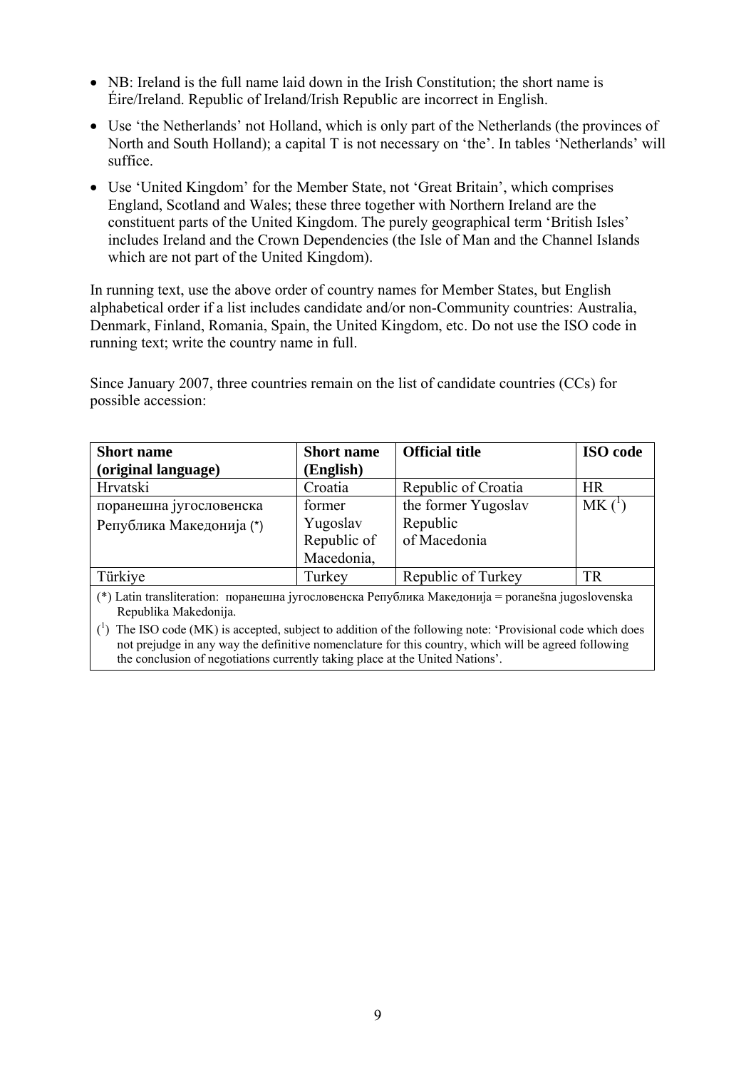- NB: Ireland is the full name laid down in the Irish Constitution; the short name is Éire/Ireland. Republic of Ireland/Irish Republic are incorrect in English.
- Use 'the Netherlands' not Holland, which is only part of the Netherlands (the provinces of North and South Holland); a capital T is not necessary on 'the'. In tables 'Netherlands' will suffice.
- Use 'United Kingdom' for the Member State, not 'Great Britain', which comprises England, Scotland and Wales; these three together with Northern Ireland are the constituent parts of the United Kingdom. The purely geographical term 'British Isles' includes Ireland and the Crown Dependencies (the Isle of Man and the Channel Islands which are not part of the United Kingdom).

In running text, use the above order of country names for Member States, but English alphabetical order if a list includes candidate and/or non-Community countries: Australia, Denmark, Finland, Romania, Spain, the United Kingdom, etc. Do not use the ISO code in running text; write the country name in full.

Since January 2007, three countries remain on the list of candidate countries (CCs) for possible accession:

| **Short name (original language)** | **Short name (English)** | **Official title** | **ISO code** |
|---|---|---|---|
| Hrvatski | Croatia | Republic of Croatia | HR |
| поранешна југословенска Република Македонија (*) | former Yugoslav Republic of Macedonia, | the former Yugoslav Republic of Macedonia | MK ([1]) |
| Türkiye | Turkey | Republic of Turkey | TR |

(*) Latin transliteration: поранешна југословенска Република Македонија = poranešna jugoslovenska Republika Makedonija.

([1]) The ISO code (MK) is accepted, subject to addition of the following note: 'Provisional code which does not prejudge in any way the definitive nomenclature for this country, which will be agreed following the conclusion of negotiations currently taking place at the United Nations'.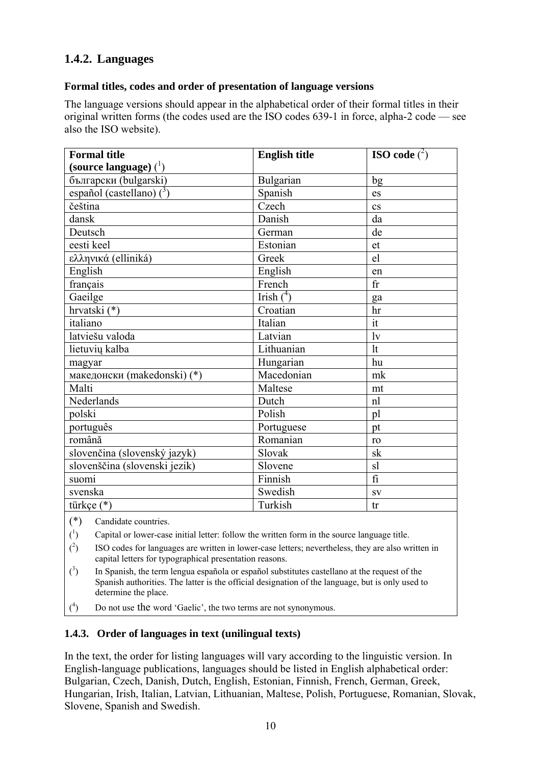## 1.4.2. Languages

**Formal titles, codes and order of presentation of language versions**

The language versions should appear in the alphabetical order of their formal titles in their original written forms (the codes used are the ISO codes 639-1 in force, alpha-2 code — see also the ISO website).

| Formal title (source language) ([1]) | English title | ISO code ([2]) |
|---|---|---|
| български (bulgarski) | Bulgarian | bg |
| español (castellano) ([3]) | Spanish | es |
| čeština | Czech | cs |
| dansk | Danish | da |
| Deutsch | German | de |
| eesti keel | Estonian | et |
| ελληνικά (elliniká) | Greek | el |
| English | English | en |
| français | French | fr |
| Gaeilge | Irish ([4]) | ga |
| hrvatski (*) | Croatian | hr |
| italiano | Italian | it |
| latviešu valoda | Latvian | lv |
| lietuvių kalba | Lithuanian | lt |
| magyar | Hungarian | hu |
| македонски (makedonski) (*) | Macedonian | mk |
| Malti | Maltese | mt |
| Nederlands | Dutch | nl |
| polski | Polish | pl |
| português | Portuguese | pt |
| română | Romanian | ro |
| slovenčina (slovenský jazyk) | Slovak | sk |
| slovenščina (slovenski jezik) | Slovene | sl |
| suomi | Finnish | fi |
| svenska | Swedish | sv |
| türkçe (*) | Turkish | tr |

(*) Candidate countries.

([1]) Capital or lower-case initial letter: follow the written form in the source language title.

([2]) ISO codes for languages are written in lower-case letters; nevertheless, they are also written in capital letters for typographical presentation reasons.

([3]) In Spanish, the term lengua española or español substitutes castellano at the request of the Spanish authorities. The latter is the official designation of the language, but is only used to determine the place.

([4]) Do not use the word 'Gaelic', the two terms are not synonymous.

### 1.4.3. Order of languages in text (unilingual texts)

In the text, the order for listing languages will vary according to the linguistic version. In English-language publications, languages should be listed in English alphabetical order: Bulgarian, Czech, Danish, Dutch, English, Estonian, Finnish, French, German, Greek, Hungarian, Irish, Italian, Latvian, Lithuanian, Maltese, Polish, Portuguese, Romanian, Slovak, Slovene, Spanish and Swedish.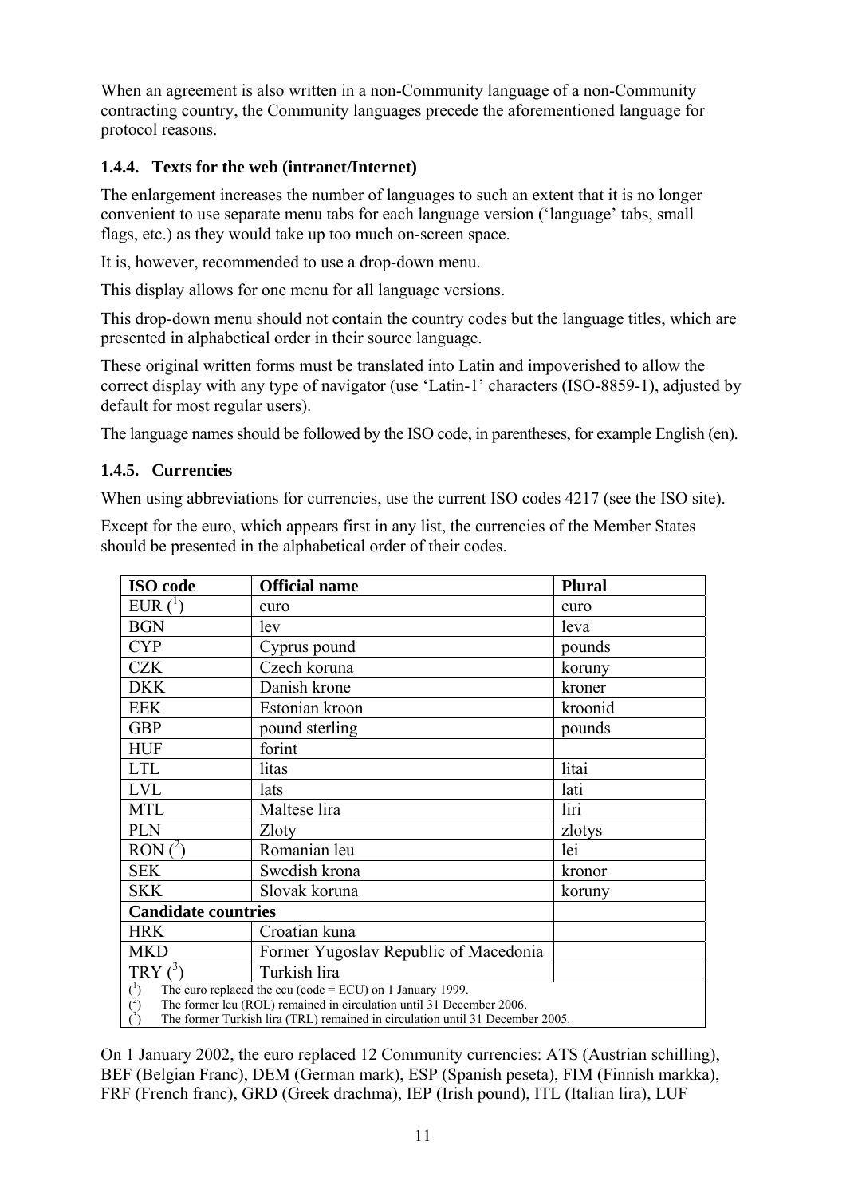When an agreement is also written in a non-Community language of a non-Community contracting country, the Community languages precede the aforementioned language for protocol reasons.

### 1.4.4. Texts for the web (intranet/Internet)

The enlargement increases the number of languages to such an extent that it is no longer convenient to use separate menu tabs for each language version ('language' tabs, small flags, etc.) as they would take up too much on-screen space.

It is, however, recommended to use a drop-down menu.

This display allows for one menu for all language versions.

This drop-down menu should not contain the country codes but the language titles, which are presented in alphabetical order in their source language.

These original written forms must be translated into Latin and impoverished to allow the correct display with any type of navigator (use 'Latin-1' characters (ISO-8859-1), adjusted by default for most regular users).

The language names should be followed by the ISO code, in parentheses, for example English (en).

### 1.4.5. Currencies

When using abbreviations for currencies, use the current ISO codes 4217 (see the ISO site).

Except for the euro, which appears first in any list, the currencies of the Member States should be presented in the alphabetical order of their codes.

| ISO code | Official name | Plural |
|---|---|---|
| EUR ([1]) | euro | euro |
| BGN | lev | leva |
| CYP | Cyprus pound | pounds |
| CZK | Czech koruna | koruny |
| DKK | Danish krone | kroner |
| EEK | Estonian kroon | kroonid |
| GBP | pound sterling | pounds |
| HUF | forint | |
| LTL | litas | litai |
| LVL | lats | lati |
| MTL | Maltese lira | liri |
| PLN | Zloty | zlotys |
| RON ([2]) | Romanian leu | lei |
| SEK | Swedish krona | kronor |
| SKK | Slovak koruna | koruny |
| **Candidate countries** | | |
| HRK | Croatian kuna | |
| MKD | Former Yugoslav Republic of Macedonia | |
| TRY ([3]) | Turkish lira | |

([1]) The euro replaced the ecu (code = ECU) on 1 January 1999.
([2]) The former leu (ROL) remained in circulation until 31 December 2006.
([3]) The former Turkish lira (TRL) remained in circulation until 31 December 2005.

On 1 January 2002, the euro replaced 12 Community currencies: ATS (Austrian schilling), BEF (Belgian Franc), DEM (German mark), ESP (Spanish peseta), FIM (Finnish markka), FRF (French franc), GRD (Greek drachma), IEP (Irish pound), ITL (Italian lira), LUF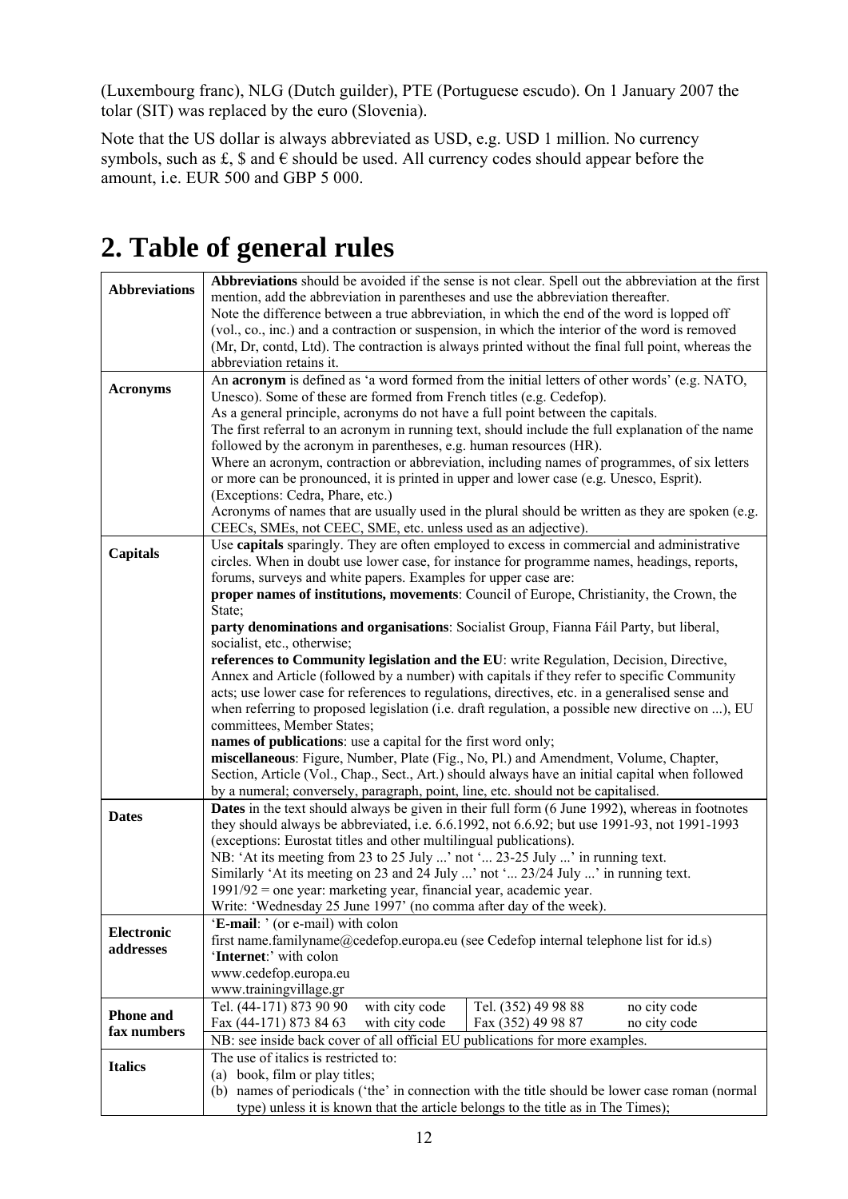(Luxembourg franc), NLG (Dutch guilder), PTE (Portuguese escudo). On 1 January 2007 the tolar (SIT) was replaced by the euro (Slovenia).

Note that the US dollar is always abbreviated as USD, e.g. USD 1 million. No currency symbols, such as £, $ and € should be used. All currency codes should appear before the amount, i.e. EUR 500 and GBP 5 000.

# 2. Table of general rules

| | |
|---|---|
| **Abbreviations** | **Abbreviations** should be avoided if the sense is not clear. Spell out the abbreviation at the first mention, add the abbreviation in parentheses and use the abbreviation thereafter.<br>Note the difference between a true abbreviation, in which the end of the word is lopped off (vol., co., inc.) and a contraction or suspension, in which the interior of the word is removed (Mr, Dr, contd, Ltd). The contraction is always printed without the final full point, whereas the abbreviation retains it. |
| **Acronyms** | An **acronym** is defined as 'a word formed from the initial letters of other words' (e.g. NATO, Unesco). Some of these are formed from French titles (e.g. Cedefop).<br>As a general principle, acronyms do not have a full point between the capitals.<br>The first referral to an acronym in running text, should include the full explanation of the name followed by the acronym in parentheses, e.g. human resources (HR).<br>Where an acronym, contraction or abbreviation, including names of programmes, of six letters or more can be pronounced, it is printed in upper and lower case (e.g. Unesco, Esprit). (Exceptions: Cedra, Phare, etc.)<br>Acronyms of names that are usually used in the plural should be written as they are spoken (e.g. CEECs, SMEs, not CEEC, SME, etc. unless used as an adjective). |
| **Capitals** | Use **capitals** sparingly. They are often employed to excess in commercial and administrative circles. When in doubt use lower case, for instance for programme names, headings, reports, forums, surveys and white papers. Examples for upper case are:<br>**proper names of institutions, movements**: Council of Europe, Christianity, the Crown, the State;<br>**party denominations and organisations**: Socialist Group, Fianna Fáil Party, but liberal, socialist, etc., otherwise;<br>**references to Community legislation and the EU**: write Regulation, Decision, Directive, Annex and Article (followed by a number) with capitals if they refer to specific Community acts; use lower case for references to regulations, directives, etc. in a generalised sense and when referring to proposed legislation (i.e. draft regulation, a possible new directive on ...), EU committees, Member States;<br>**names of publications**: use a capital for the first word only;<br>**miscellaneous**: Figure, Number, Plate (Fig., No, Pl.) and Amendment, Volume, Chapter, Section, Article (Vol., Chap., Sect., Art.) should always have an initial capital when followed by a numeral; conversely, paragraph, point, line, etc. should not be capitalised. |
| **Dates** | **Dates** in the text should always be given in their full form (6 June 1992), whereas in footnotes they should always be abbreviated, i.e. 6.6.1992, not 6.6.92; but use 1991-93, not 1991-1993 (exceptions: Eurostat titles and other multilingual publications).<br>NB: 'At its meeting from 23 to 25 July ...' not '... 23-25 July ...' in running text.<br>Similarly 'At its meeting on 23 and 24 July ...' not '... 23/24 July ...' in running text.<br>1991/92 = one year: marketing year, financial year, academic year.<br>Write: 'Wednesday 25 June 1997' (no comma after day of the week). |
| **Electronic addresses** | '**E-mail**: ' (or e-mail) with colon<br>first name.familyname@cedefop.europa.eu (see Cedefop internal telephone list for id.s)<br>'**Internet**:' with colon<br>www.cedefop.europa.eu<br>www.trainingvillage.gr |
| **Phone and fax numbers** | Tel. (44-171) 873 90 90 with city code — Tel. (352) 49 98 88 no city code<br>Fax (44-171) 873 84 63 with city code — Fax (352) 49 98 87 no city code<br>NB: see inside back cover of all official EU publications for more examples. |
| **Italics** | The use of italics is restricted to:<br>(a) book, film or play titles;<br>(b) names of periodicals ('the' in connection with the title should be lower case roman (normal type) unless it is known that the article belongs to the title as in The Times); |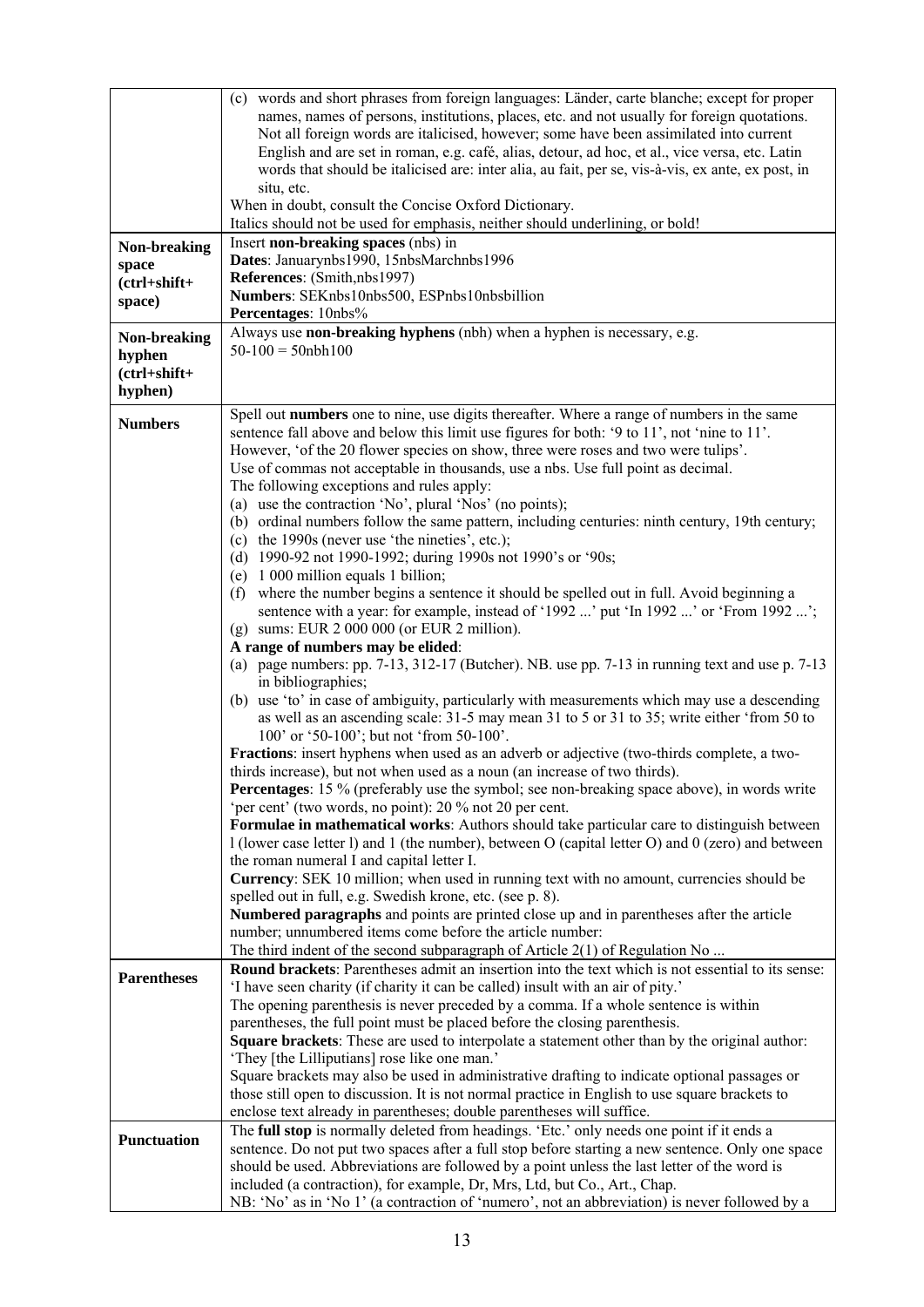| | |
|---|---|
| | (c) words and short phrases from foreign languages: Länder, carte blanche; except for proper names, names of persons, institutions, places, etc. and not usually for foreign quotations. Not all foreign words are italicised, however; some have been assimilated into current English and are set in roman, e.g. café, alias, detour, ad hoc, et al., vice versa, etc. Latin words that should be italicised are: inter alia, au fait, per se, vis-à-vis, ex ante, ex post, in situ, etc.<br>When in doubt, consult the Concise Oxford Dictionary.<br>Italics should not be used for emphasis, neither should underlining, or bold! |
| **Non-breaking space (ctrl+shift+ space)** | Insert **non-breaking spaces** (nbs) in<br>**Dates**: Januarynbs1990, 15nbsMarchnbs1996<br>**References**: (Smith,nbs1997)<br>**Numbers**: SEKnbs10nbs500, ESPnbs10nbsbillion<br>**Percentages**: 10nbs% |
| **Non-breaking hyphen (ctrl+shift+ hyphen)** | Always use **non-breaking hyphens** (nbh) when a hyphen is necessary, e.g.<br>50-100 = 50nbh100 |
| **Numbers** | Spell out **numbers** one to nine, use digits thereafter. Where a range of numbers in the same sentence fall above and below this limit use figures for both: '9 to 11', not 'nine to 11'. However, 'of the 20 flower species on show, three were roses and two were tulips'.<br>Use of commas not acceptable in thousands, use a nbs. Use full point as decimal.<br>The following exceptions and rules apply:<br>(a) use the contraction 'No', plural 'Nos' (no points);<br>(b) ordinal numbers follow the same pattern, including centuries: ninth century, 19th century;<br>(c) the 1990s (never use 'the nineties', etc.);<br>(d) 1990-92 not 1990-1992; during 1990s not 1990's or '90s;<br>(e) 1 000 million equals 1 billion;<br>(f) where the number begins a sentence it should be spelled out in full. Avoid beginning a sentence with a year: for example, instead of '1992 ...' put 'In 1992 ...' or 'From 1992 ...';<br>(g) sums: EUR 2 000 000 (or EUR 2 million).<br>**A range of numbers may be elided**:<br>(a) page numbers: pp. 7-13, 312-17 (Butcher). NB. use pp. 7-13 in running text and use p. 7-13 in bibliographies;<br>(b) use 'to' in case of ambiguity, particularly with measurements which may use a descending as well as an ascending scale: 31-5 may mean 31 to 5 or 31 to 35; write either 'from 50 to 100' or '50-100'; but not 'from 50-100'.<br>**Fractions**: insert hyphens when used as an adverb or adjective (two-thirds complete, a two-thirds increase), but not when used as a noun (an increase of two thirds).<br>**Percentages**: 15 % (preferably use the symbol; see non-breaking space above), in words write 'per cent' (two words, no point): 20 % not 20 per cent.<br>**Formulae in mathematical works**: Authors should take particular care to distinguish between l (lower case letter l) and 1 (the number), between O (capital letter O) and 0 (zero) and between the roman numeral I and capital letter I.<br>**Currency**: SEK 10 million; when used in running text with no amount, currencies should be spelled out in full, e.g. Swedish krone, etc. (see p. 8).<br>**Numbered paragraphs** and points are printed close up and in parentheses after the article number; unnumbered items come before the article number:<br>The third indent of the second subparagraph of Article 2(1) of Regulation No ... |
| **Parentheses** | **Round brackets**: Parentheses admit an insertion into the text which is not essential to its sense: 'I have seen charity (if charity it can be called) insult with an air of pity.'<br>The opening parenthesis is never preceded by a comma. If a whole sentence is within parentheses, the full point must be placed before the closing parenthesis.<br>**Square brackets**: These are used to interpolate a statement other than by the original author: 'They [the Lilliputians] rose like one man.'<br>Square brackets may also be used in administrative drafting to indicate optional passages or those still open to discussion. It is not normal practice in English to use square brackets to enclose text already in parentheses; double parentheses will suffice. |
| **Punctuation** | The **full stop** is normally deleted from headings. 'Etc.' only needs one point if it ends a sentence. Do not put two spaces after a full stop before starting a new sentence. Only one space should be used. Abbreviations are followed by a point unless the last letter of the word is included (a contraction), for example, Dr, Mrs, Ltd, but Co., Art., Chap.<br>NB: 'No' as in 'No 1' (a contraction of 'numero', not an abbreviation) is never followed by a |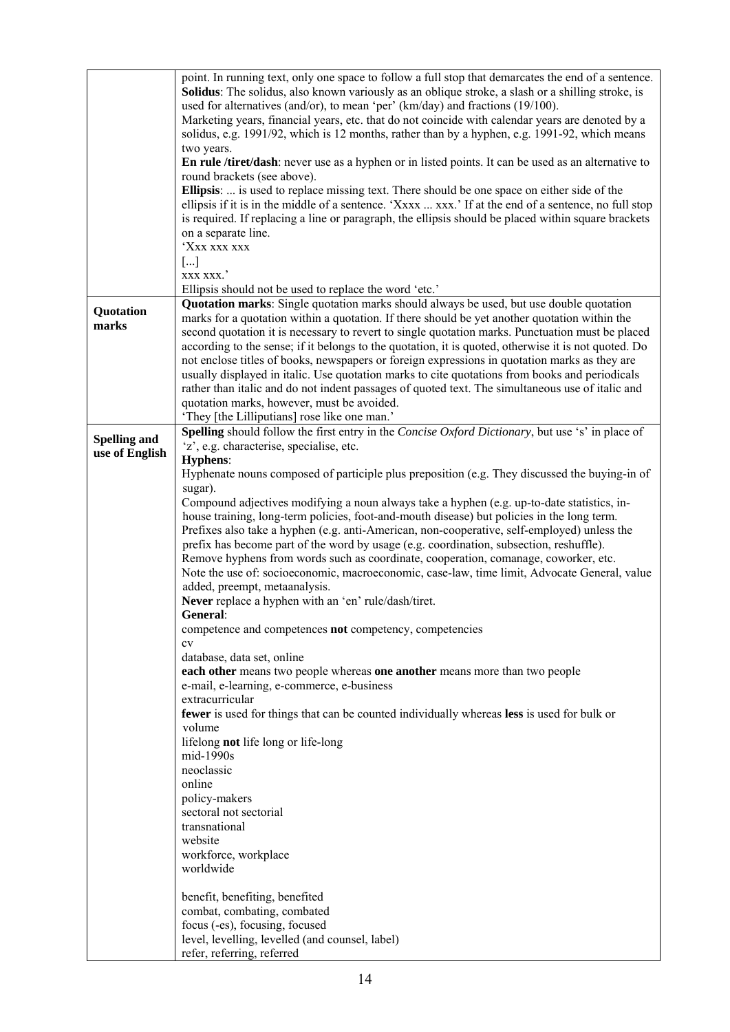| | |
|---|---|
| | point. In running text, only one space to follow a full stop that demarcates the end of a sentence.<br>**Solidus**: The solidus, also known variously as an oblique stroke, a slash or a shilling stroke, is used for alternatives (and/or), to mean 'per' (km/day) and fractions (19/100).<br>Marketing years, financial years, etc. that do not coincide with calendar years are denoted by a solidus, e.g. 1991/92, which is 12 months, rather than by a hyphen, e.g. 1991-92, which means two years.<br>**En rule /tiret/dash**: never use as a hyphen or in listed points. It can be used as an alternative to round brackets (see above).<br>**Ellipsis**: ... is used to replace missing text. There should be one space on either side of the ellipsis if it is in the middle of a sentence. 'Xxxx ... xxx.' If at the end of a sentence, no full stop is required. If replacing a line or paragraph, the ellipsis should be placed within square brackets on a separate line.<br>'Xxx xxx xxx<br>[...]<br>xxx xxx.'<br>Ellipsis should not be used to replace the word 'etc.' |
| **Quotation marks** | **Quotation marks**: Single quotation marks should always be used, but use double quotation marks for a quotation within a quotation. If there should be yet another quotation within the second quotation it is necessary to revert to single quotation marks. Punctuation must be placed according to the sense; if it belongs to the quotation, it is quoted, otherwise it is not quoted. Do not enclose titles of books, newspapers or foreign expressions in quotation marks as they are usually displayed in italic. Use quotation marks to cite quotations from books and periodicals rather than italic and do not indent passages of quoted text. The simultaneous use of italic and quotation marks, however, must be avoided.<br>'They [the Lilliputians] rose like one man.' |
| **Spelling and use of English** | **Spelling** should follow the first entry in the *Concise Oxford Dictionary*, but use 's' in place of 'z', e.g. characterise, specialise, etc.<br>**Hyphens**:<br>Hyphenate nouns composed of participle plus preposition (e.g. They discussed the buying-in of sugar).<br>Compound adjectives modifying a noun always take a hyphen (e.g. up-to-date statistics, in-house training, long-term policies, foot-and-mouth disease) but policies in the long term.<br>Prefixes also take a hyphen (e.g. anti-American, non-cooperative, self-employed) unless the prefix has become part of the word by usage (e.g. coordination, subsection, reshuffle).<br>Remove hyphens from words such as coordinate, cooperation, comanage, coworker, etc.<br>Note the use of: socioeconomic, macroeconomic, case-law, time limit, Advocate General, value added, preempt, metaanalysis.<br>**Never** replace a hyphen with an 'en' rule/dash/tiret.<br>**General**:<br>competence and competences **not** competency, competencies<br>cv<br>database, data set, online<br>**each other** means two people whereas **one another** means more than two people<br>e-mail, e-learning, e-commerce, e-business<br>extracurricular<br>**fewer** is used for things that can be counted individually whereas **less** is used for bulk or volume<br>lifelong **not** life long or life-long<br>mid-1990s<br>neoclassic<br>online<br>policy-makers<br>sectoral not sectorial<br>transnational<br>website<br>workforce, workplace<br>worldwide<br><br>benefit, benefiting, benefited<br>combat, combating, combated<br>focus (-es), focusing, focused<br>level, levelling, levelled (and counsel, label)<br>refer, referring, referred |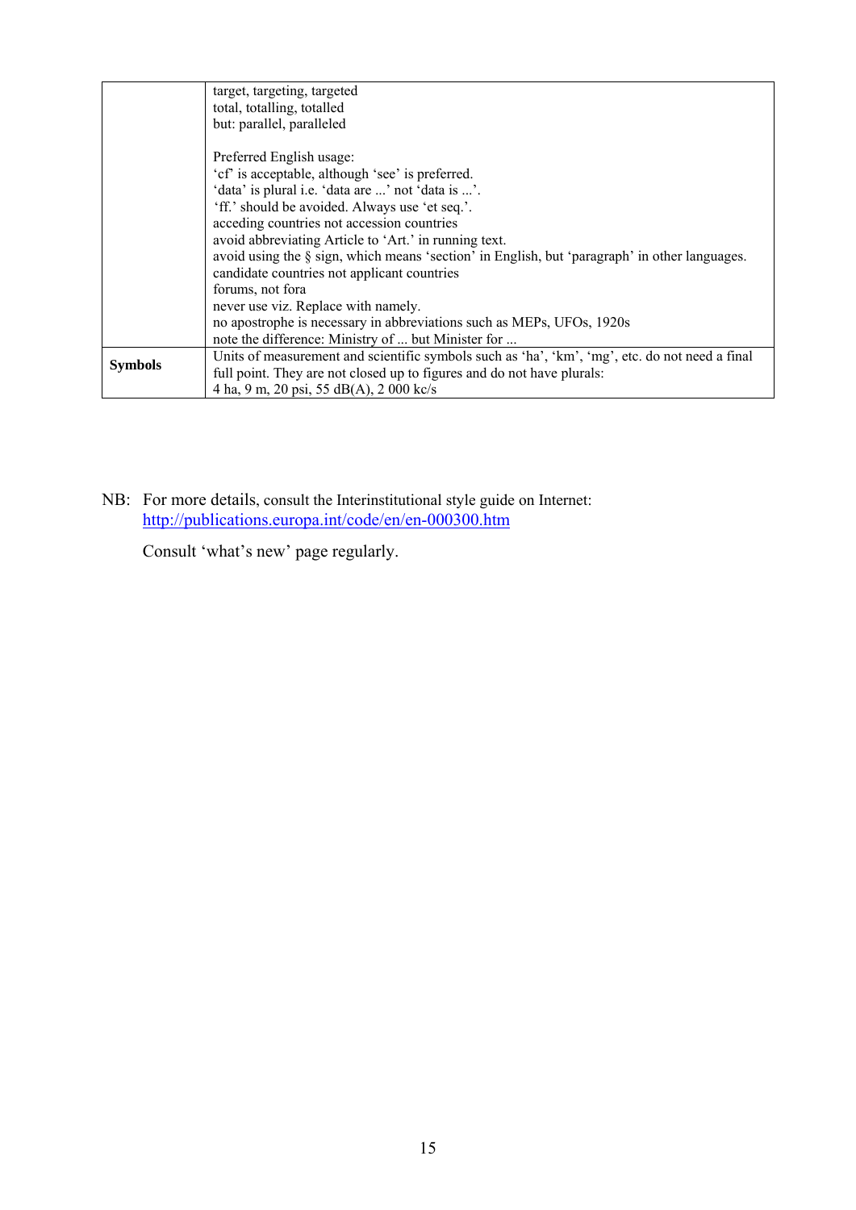| | |
|---|---|
| | target, targeting, targeted<br>total, totalling, totalled<br>but: parallel, paralleled<br><br>Preferred English usage:<br>'cf' is acceptable, although 'see' is preferred.<br>'data' is plural i.e. 'data are ...' not 'data is ...'.<br>'ff.' should be avoided. Always use 'et seq.'.<br>acceding countries not accession countries<br>avoid abbreviating Article to 'Art.' in running text.<br>avoid using the § sign, which means 'section' in English, but 'paragraph' in other languages.<br>candidate countries not applicant countries<br>forums, not fora<br>never use viz. Replace with namely.<br>no apostrophe is necessary in abbreviations such as MEPs, UFOs, 1920s<br>note the difference: Ministry of ... but Minister for ... |
| **Symbols** | Units of measurement and scientific symbols such as 'ha', 'km', 'mg', etc. do not need a final full point. They are not closed up to figures and do not have plurals:<br>4 ha, 9 m, 20 psi, 55 dB(A), 2 000 kc/s |

NB: For more details, consult the Interinstitutional style guide on Internet: [http://publications.europa.int/code/en/en-000300.htm](http://publications.europa.int/code/en/en-000300.htm)

Consult 'what's new' page regularly.